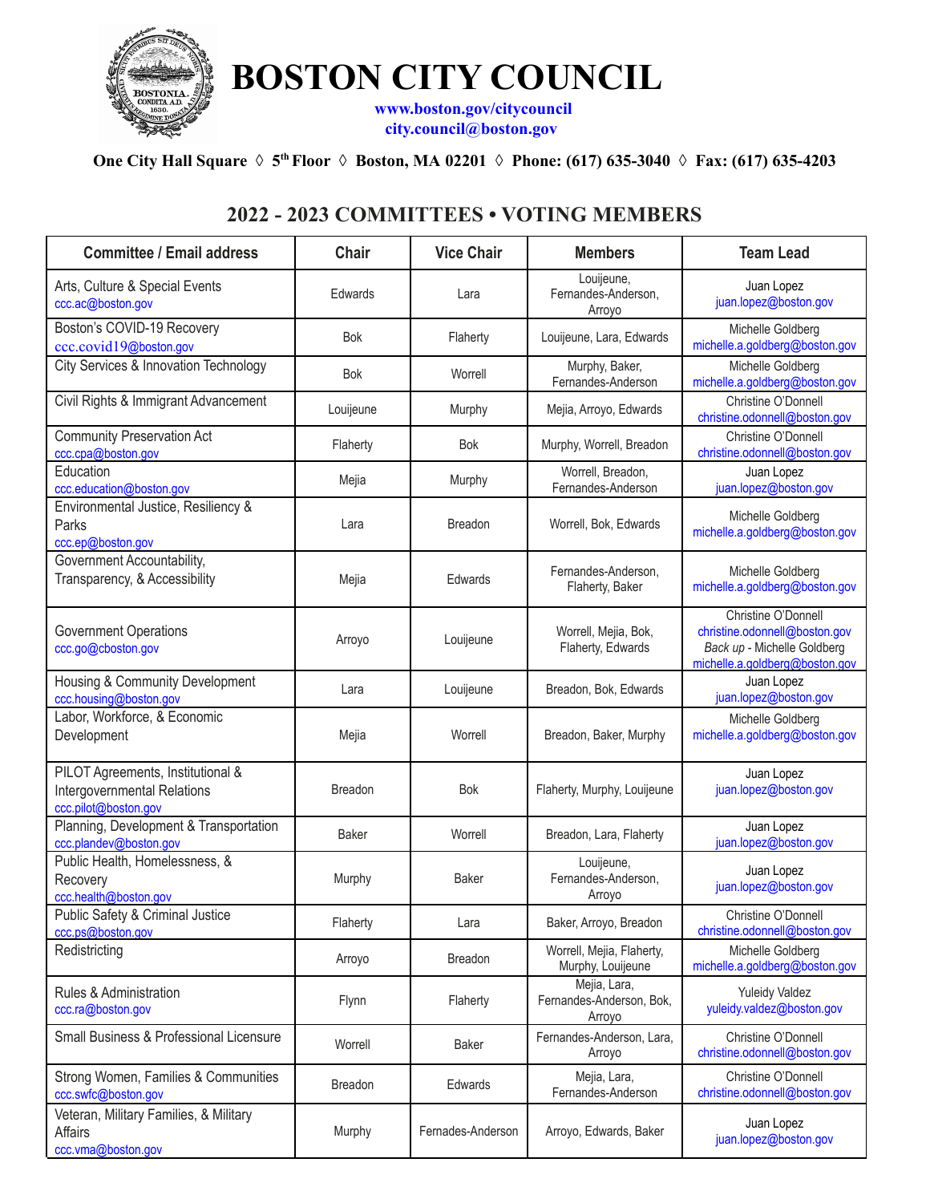# BOSTON CITY COUNCIL

www.boston.gov/citycouncil
city.council@boston.gov

**One City Hall Square ◊ 5th Floor ◊ Boston, MA 02201 ◊ Phone: (617) 635-3040 ◊ Fax: (617) 635-4203**

## 2022 - 2023 COMMITTEES • VOTING MEMBERS

| Committee / Email address | Chair | Vice Chair | Members | Team Lead |
|---|---|---|---|---|
| Arts, Culture & Special Events ccc.ac@boston.gov | Edwards | Lara | Louijeune, Fernandes-Anderson, Arroyo | Juan Lopez juan.lopez@boston.gov |
| Boston's COVID-19 Recovery ccc.covid19@boston.gov | Bok | Flaherty | Louijeune, Lara, Edwards | Michelle Goldberg michelle.a.goldberg@boston.gov |
| City Services & Innovation Technology | Bok | Worrell | Murphy, Baker, Fernandes-Anderson | Michelle Goldberg michelle.a.goldberg@boston.gov |
| Civil Rights & Immigrant Advancement | Louijeune | Murphy | Mejia, Arroyo, Edwards | Christine O'Donnell christine.odonnell@boston.gov |
| Community Preservation Act ccc.cpa@boston.gov | Flaherty | Bok | Murphy, Worrell, Breadon | Christine O'Donnell christine.odonnell@boston.gov |
| Education ccc.education@boston.gov | Mejia | Murphy | Worrell, Breadon, Fernandes-Anderson | Juan Lopez juan.lopez@boston.gov |
| Environmental Justice, Resiliency & Parks ccc.ep@boston.gov | Lara | Breadon | Worrell, Bok, Edwards | Michelle Goldberg michelle.a.goldberg@boston.gov |
| Government Accountability, Transparency, & Accessibility | Mejia | Edwards | Fernandes-Anderson, Flaherty, Baker | Michelle Goldberg michelle.a.goldberg@boston.gov |
| Government Operations ccc.go@cboston.gov | Arroyo | Louijeune | Worrell, Mejia, Bok, Flaherty, Edwards | Christine O'Donnell christine.odonnell@boston.gov *Back up* - Michelle Goldberg michelle.a.goldberg@boston.gov |
| Housing & Community Development ccc.housing@boston.gov | Lara | Louijeune | Breadon, Bok, Edwards | Juan Lopez juan.lopez@boston.gov |
| Labor, Workforce, & Economic Development | Mejia | Worrell | Breadon, Baker, Murphy | Michelle Goldberg michelle.a.goldberg@boston.gov |
| PILOT Agreements, Institutional & Intergovernmental Relations ccc.pilot@boston.gov | Breadon | Bok | Flaherty, Murphy, Louijeune | Juan Lopez juan.lopez@boston.gov |
| Planning, Development & Transportation ccc.plandev@boston.gov | Baker | Worrell | Breadon, Lara, Flaherty | Juan Lopez juan.lopez@boston.gov |
| Public Health, Homelessness, & Recovery ccc.health@boston.gov | Murphy | Baker | Louijeune, Fernandes-Anderson, Arroyo | Juan Lopez juan.lopez@boston.gov |
| Public Safety & Criminal Justice ccc.ps@boston.gov | Flaherty | Lara | Baker, Arroyo, Breadon | Christine O'Donnell christine.odonnell@boston.gov |
| Redistricting | Arroyo | Breadon | Worrell, Mejia, Flaherty, Murphy, Louijeune | Michelle Goldberg michelle.a.goldberg@boston.gov |
| Rules & Administration ccc.ra@boston.gov | Flynn | Flaherty | Mejia, Lara, Fernandes-Anderson, Bok, Arroyo | Yuleidy Valdez yuleidy.valdez@boston.gov |
| Small Business & Professional Licensure | Worrell | Baker | Fernandes-Anderson, Lara, Arroyo | Christine O'Donnell christine.odonnell@boston.gov |
| Strong Women, Families & Communities ccc.swfc@boston.gov | Breadon | Edwards | Mejia, Lara, Fernandes-Anderson | Christine O'Donnell christine.odonnell@boston.gov |
| Veteran, Military Families, & Military Affairs ccc.vma@boston.gov | Murphy | Fernades-Anderson | Arroyo, Edwards, Baker | Juan Lopez juan.lopez@boston.gov |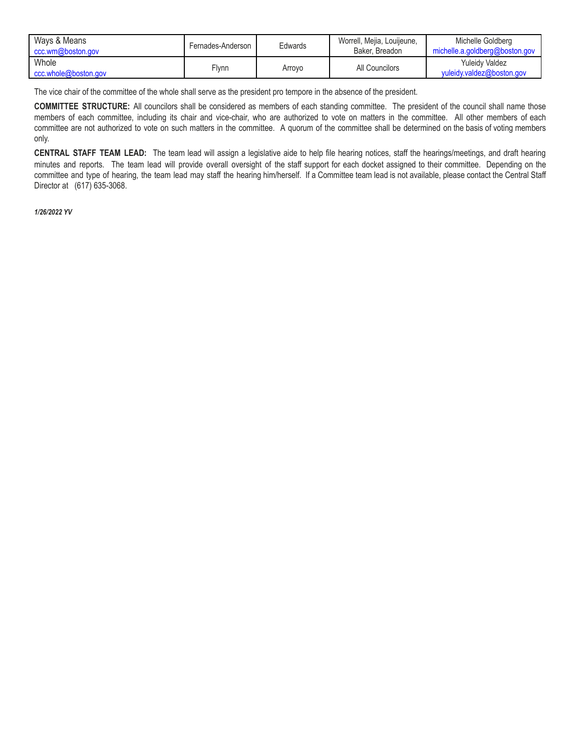| | | | | |
|---|---|---|---|---|
| Ways & Means<br>ccc.wm@boston.gov | Fernades-Anderson | Edwards | Worrell, Mejia, Louijeune, Baker, Breadon | Michelle Goldberg<br>michelle.a.goldberg@boston.gov |
| Whole<br>ccc.whole@boston.gov | Flynn | Arroyo | All Councilors | Yuleidy Valdez<br>yuleidy.valdez@boston.gov |

The vice chair of the committee of the whole shall serve as the president pro tempore in the absence of the president.

**COMMITTEE STRUCTURE:** All councilors shall be considered as members of each standing committee. The president of the council shall name those members of each committee, including its chair and vice-chair, who are authorized to vote on matters in the committee. All other members of each committee are not authorized to vote on such matters in the committee. A quorum of the committee shall be determined on the basis of voting members only.

**CENTRAL STAFF TEAM LEAD:** The team lead will assign a legislative aide to help file hearing notices, staff the hearings/meetings, and draft hearing minutes and reports. The team lead will provide overall oversight of the staff support for each docket assigned to their committee. Depending on the committee and type of hearing, the team lead may staff the hearing him/herself. If a Committee team lead is not available, please contact the Central Staff Director at (617) 635-3068.

***1/26/2022 YV***